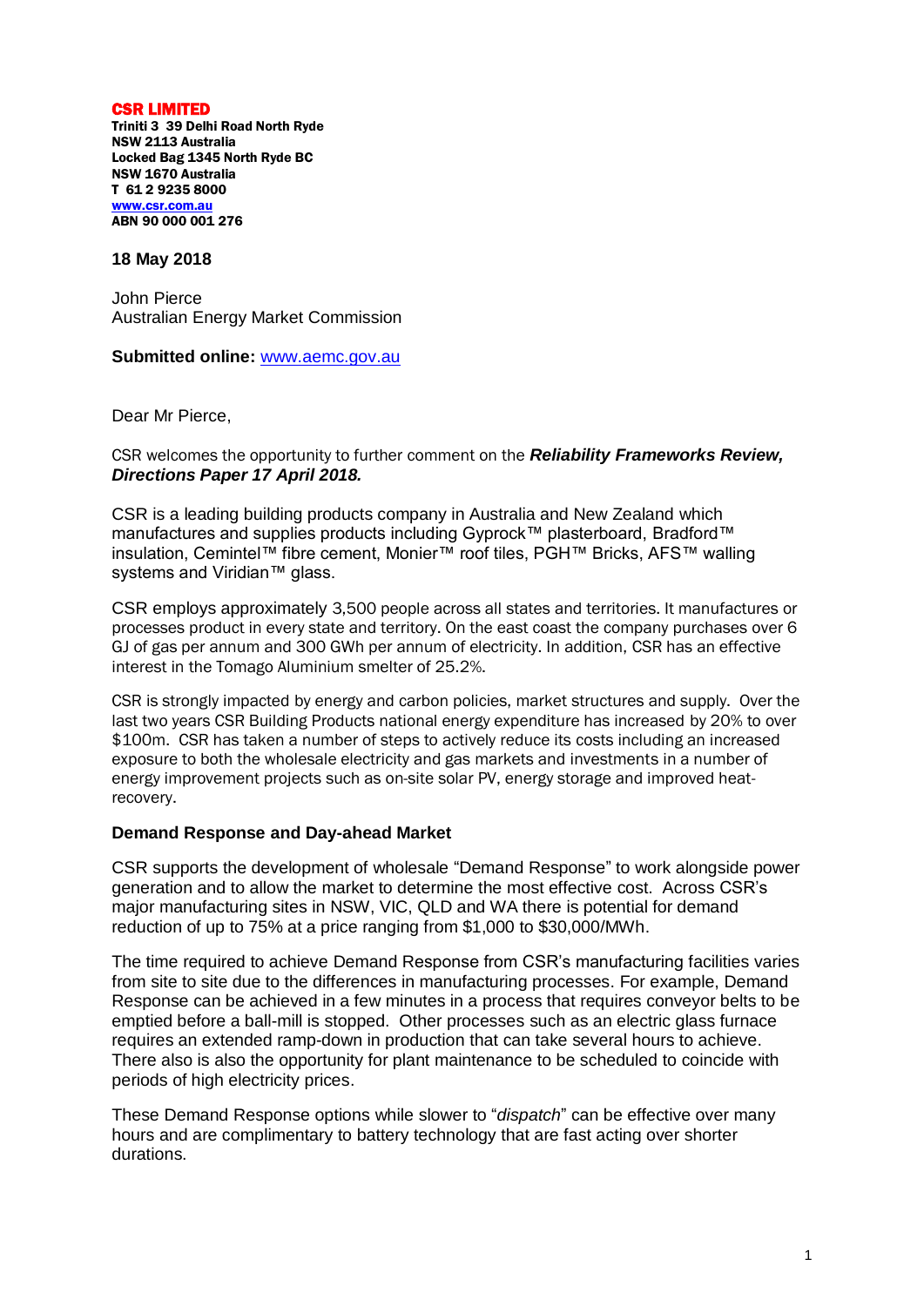**CSR LIMITED**
**Triniti 3 39 Delhi Road North Ryde**
**NSW 2113 Australia**
**Locked Bag 1345 North Ryde BC**
**NSW 1670 Australia**
**T 61 2 9235 8000**
**[www.csr.com.au](http://www.csr.com.au)**
**ABN 90 000 001 276**

**18 May 2018**

John Pierce
Australian Energy Market Commission

**Submitted online:** [www.aemc.gov.au](http://www.aemc.gov.au)

Dear Mr Pierce,

CSR welcomes the opportunity to further comment on the ***Reliability Frameworks Review, Directions Paper 17 April 2018.***

CSR is a leading building products company in Australia and New Zealand which manufactures and supplies products including Gyprock™ plasterboard, Bradford™ insulation, Cemintel™ fibre cement, Monier™ roof tiles, PGH™ Bricks, AFS™ walling systems and Viridian™ glass.

CSR employs approximately 3,500 people across all states and territories. It manufactures or processes product in every state and territory. On the east coast the company purchases over 6 GJ of gas per annum and 300 GWh per annum of electricity. In addition, CSR has an effective interest in the Tomago Aluminium smelter of 25.2%.

CSR is strongly impacted by energy and carbon policies, market structures and supply. Over the last two years CSR Building Products national energy expenditure has increased by 20% to over $100m. CSR has taken a number of steps to actively reduce its costs including an increased exposure to both the wholesale electricity and gas markets and investments in a number of energy improvement projects such as on-site solar PV, energy storage and improved heat-recovery.

**Demand Response and Day-ahead Market**

CSR supports the development of wholesale "Demand Response" to work alongside power generation and to allow the market to determine the most effective cost. Across CSR's major manufacturing sites in NSW, VIC, QLD and WA there is potential for demand reduction of up to 75% at a price ranging from $1,000 to $30,000/MWh.

The time required to achieve Demand Response from CSR's manufacturing facilities varies from site to site due to the differences in manufacturing processes. For example, Demand Response can be achieved in a few minutes in a process that requires conveyor belts to be emptied before a ball-mill is stopped. Other processes such as an electric glass furnace requires an extended ramp-down in production that can take several hours to achieve. There also is also the opportunity for plant maintenance to be scheduled to coincide with periods of high electricity prices.

These Demand Response options while slower to "*dispatch*" can be effective over many hours and are complimentary to battery technology that are fast acting over shorter durations.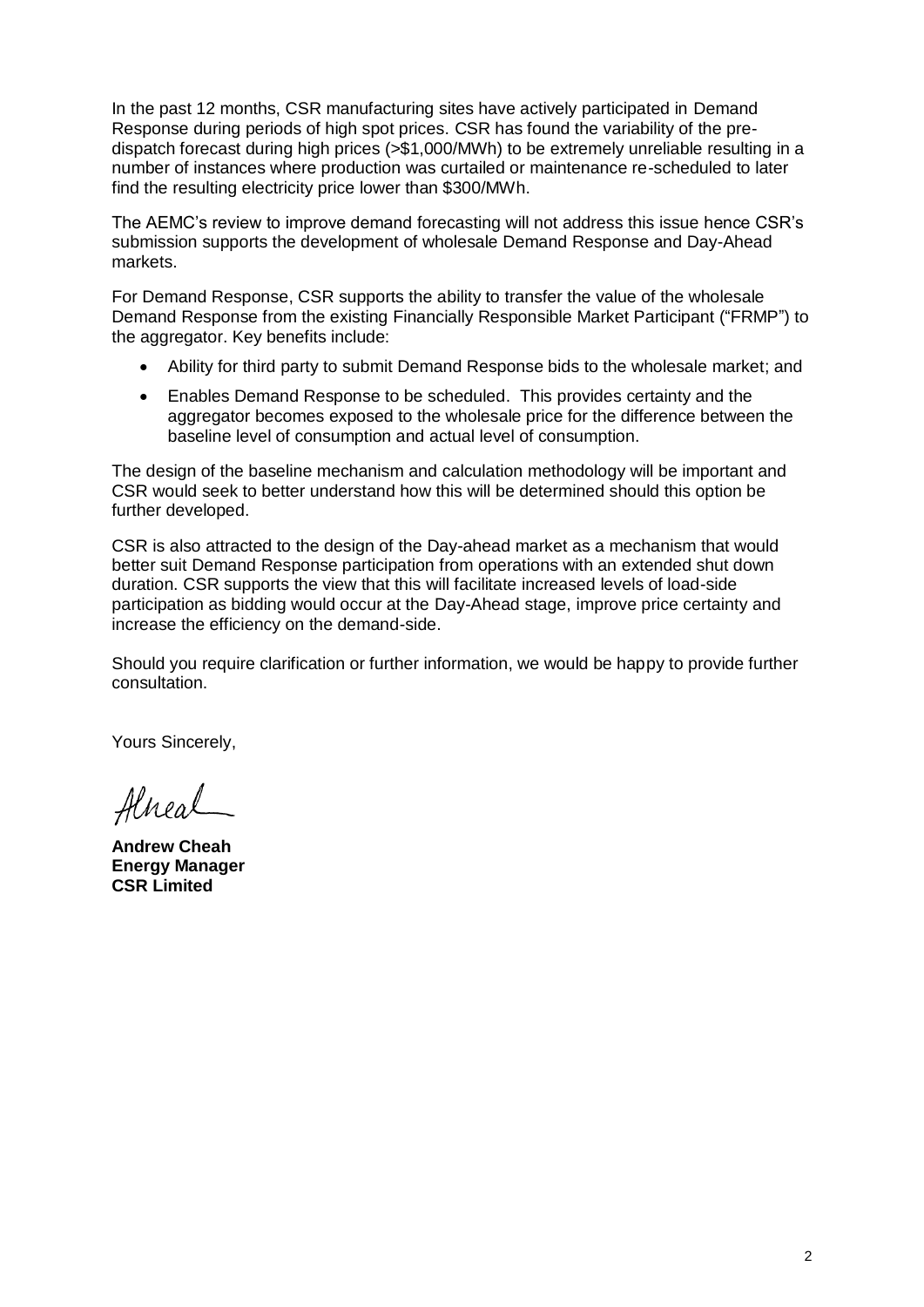In the past 12 months, CSR manufacturing sites have actively participated in Demand Response during periods of high spot prices. CSR has found the variability of the pre-dispatch forecast during high prices (>$1,000/MWh) to be extremely unreliable resulting in a number of instances where production was curtailed or maintenance re-scheduled to later find the resulting electricity price lower than $300/MWh.

The AEMC's review to improve demand forecasting will not address this issue hence CSR's submission supports the development of wholesale Demand Response and Day-Ahead markets.

For Demand Response, CSR supports the ability to transfer the value of the wholesale Demand Response from the existing Financially Responsible Market Participant ("FRMP") to the aggregator. Key benefits include:

- Ability for third party to submit Demand Response bids to the wholesale market; and
- Enables Demand Response to be scheduled. This provides certainty and the aggregator becomes exposed to the wholesale price for the difference between the baseline level of consumption and actual level of consumption.

The design of the baseline mechanism and calculation methodology will be important and CSR would seek to better understand how this will be determined should this option be further developed.

CSR is also attracted to the design of the Day-ahead market as a mechanism that would better suit Demand Response participation from operations with an extended shut down duration. CSR supports the view that this will facilitate increased levels of load-side participation as bidding would occur at the Day-Ahead stage, improve price certainty and increase the efficiency on the demand-side.

Should you require clarification or further information, we would be happy to provide further consultation.

Yours Sincerely,

**Andrew Cheah**
**Energy Manager**
**CSR Limited**